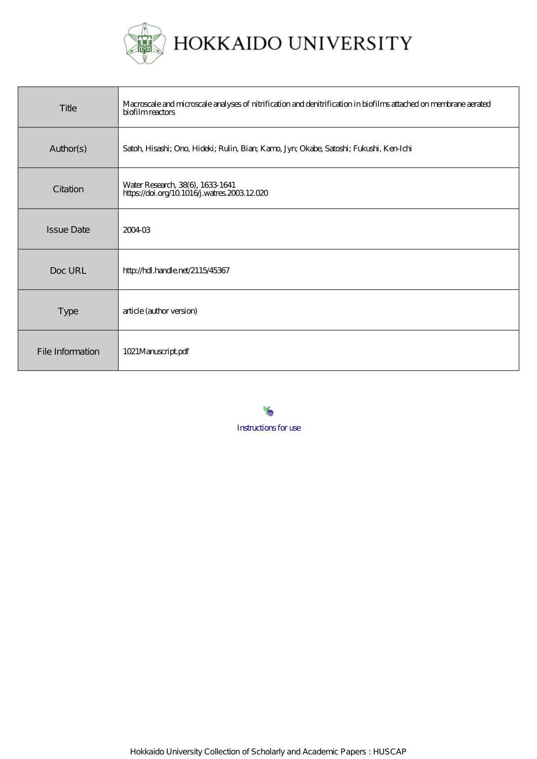# HOKKAIDO UNIVERSITY

| | |
|---|---|
| Title | Macroscale and microscale analyses of nitrification and denitrification in biofilms attached on membrane aerated biofilm reactors |
| Author(s) | Satoh, Hisashi; Ono, Hideki; Rulin, Bian; Kamo, Jyn; Okabe, Satoshi; Fukushi, Ken-Ichi |
| Citation | Water Research, 38(6), 1633-1641<br>https://doi.org/10.1016/j.watres.2003.12.020 |
| Issue Date | 2004-03 |
| Doc URL | http://hdl.handle.net/2115/45367 |
| Type | article (author version) |
| File Information | 1021Manuscript.pdf |

Instructions for use

Hokkaido University Collection of Scholarly and Academic Papers : HUSCAP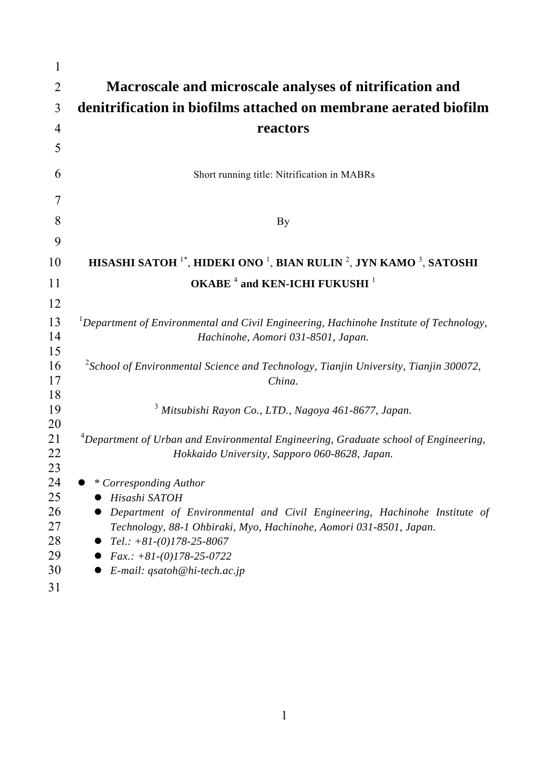# Macroscale and microscale analyses of nitrification and denitrification in biofilms attached on membrane aerated biofilm reactors

Short running title: Nitrification in MABRs

By

**HISASHI SATOH [1*], HIDEKI ONO [1], BIAN RULIN [2], JYN KAMO [3], SATOSHI OKABE [4] and KEN-ICHI FUKUSHI [1]**

[1]*Department of Environmental and Civil Engineering, Hachinohe Institute of Technology, Hachinohe, Aomori 031-8501, Japan.*

[2]*School of Environmental Science and Technology, Tianjin University, Tianjin 300072, China.*

[3] *Mitsubishi Rayon Co., LTD., Nagoya 461-8677, Japan.*

[4]*Department of Urban and Environmental Engineering, Graduate school of Engineering, Hokkaido University, Sapporo 060-8628, Japan.*

- *\* Corresponding Author*
  - *Hisashi SATOH*
  - *Department of Environmental and Civil Engineering, Hachinohe Institute of Technology, 88-1 Ohbiraki, Myo, Hachinohe, Aomori 031-8501, Japan.*
  - *Tel.: +81-(0)178-25-8067*
  - *Fax.: +81-(0)178-25-0722*
  - *E-mail: qsatoh@hi-tech.ac.jp*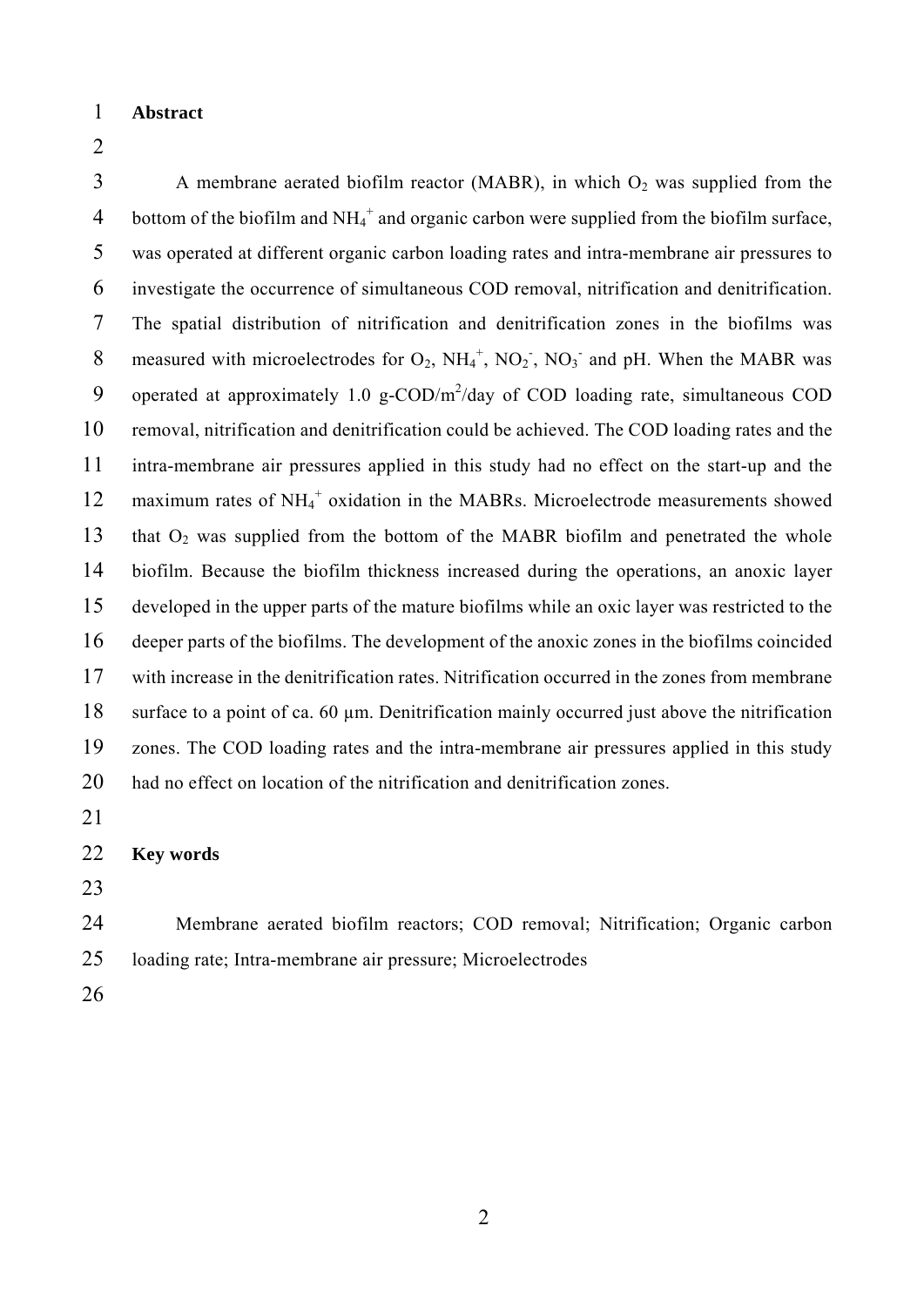## Abstract

A membrane aerated biofilm reactor (MABR), in which $O_2$ was supplied from the bottom of the biofilm and $NH_4^+$ and organic carbon were supplied from the biofilm surface, was operated at different organic carbon loading rates and intra-membrane air pressures to investigate the occurrence of simultaneous COD removal, nitrification and denitrification. The spatial distribution of nitrification and denitrification zones in the biofilms was measured with microelectrodes for $O_2$, $NH_4^+$, $NO_2^-$, $NO_3^-$ and pH. When the MABR was operated at approximately 1.0 g-COD/$m^2$/day of COD loading rate, simultaneous COD removal, nitrification and denitrification could be achieved. The COD loading rates and the intra-membrane air pressures applied in this study had no effect on the start-up and the maximum rates of $NH_4^+$ oxidation in the MABRs. Microelectrode measurements showed that $O_2$ was supplied from the bottom of the MABR biofilm and penetrated the whole biofilm. Because the biofilm thickness increased during the operations, an anoxic layer developed in the upper parts of the mature biofilms while an oxic layer was restricted to the deeper parts of the biofilms. The development of the anoxic zones in the biofilms coincided with increase in the denitrification rates. Nitrification occurred in the zones from membrane surface to a point of ca. 60 μm. Denitrification mainly occurred just above the nitrification zones. The COD loading rates and the intra-membrane air pressures applied in this study had no effect on location of the nitrification and denitrification zones.

## Key words

Membrane aerated biofilm reactors; COD removal; Nitrification; Organic carbon loading rate; Intra-membrane air pressure; Microelectrodes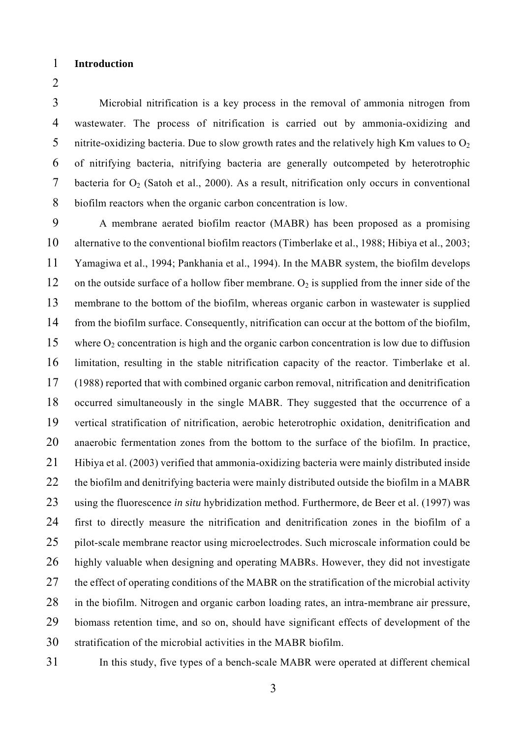# Introduction

Microbial nitrification is a key process in the removal of ammonia nitrogen from wastewater. The process of nitrification is carried out by ammonia-oxidizing and nitrite-oxidizing bacteria. Due to slow growth rates and the relatively high Km values to $O_2$ of nitrifying bacteria, nitrifying bacteria are generally outcompeted by heterotrophic bacteria for $O_2$ (Satoh et al., 2000). As a result, nitrification only occurs in conventional biofilm reactors when the organic carbon concentration is low.

A membrane aerated biofilm reactor (MABR) has been proposed as a promising alternative to the conventional biofilm reactors (Timberlake et al., 1988; Hibiya et al., 2003; Yamagiwa et al., 1994; Pankhania et al., 1994). In the MABR system, the biofilm develops on the outside surface of a hollow fiber membrane. $O_2$ is supplied from the inner side of the membrane to the bottom of the biofilm, whereas organic carbon in wastewater is supplied from the biofilm surface. Consequently, nitrification can occur at the bottom of the biofilm, where $O_2$ concentration is high and the organic carbon concentration is low due to diffusion limitation, resulting in the stable nitrification capacity of the reactor. Timberlake et al. (1988) reported that with combined organic carbon removal, nitrification and denitrification occurred simultaneously in the single MABR. They suggested that the occurrence of a vertical stratification of nitrification, aerobic heterotrophic oxidation, denitrification and anaerobic fermentation zones from the bottom to the surface of the biofilm. In practice, Hibiya et al. (2003) verified that ammonia-oxidizing bacteria were mainly distributed inside the biofilm and denitrifying bacteria were mainly distributed outside the biofilm in a MABR using the fluorescence *in situ* hybridization method. Furthermore, de Beer et al. (1997) was first to directly measure the nitrification and denitrification zones in the biofilm of a pilot-scale membrane reactor using microelectrodes. Such microscale information could be highly valuable when designing and operating MABRs. However, they did not investigate the effect of operating conditions of the MABR on the stratification of the microbial activity in the biofilm. Nitrogen and organic carbon loading rates, an intra-membrane air pressure, biomass retention time, and so on, should have significant effects of development of the stratification of the microbial activities in the MABR biofilm.

In this study, five types of a bench-scale MABR were operated at different chemical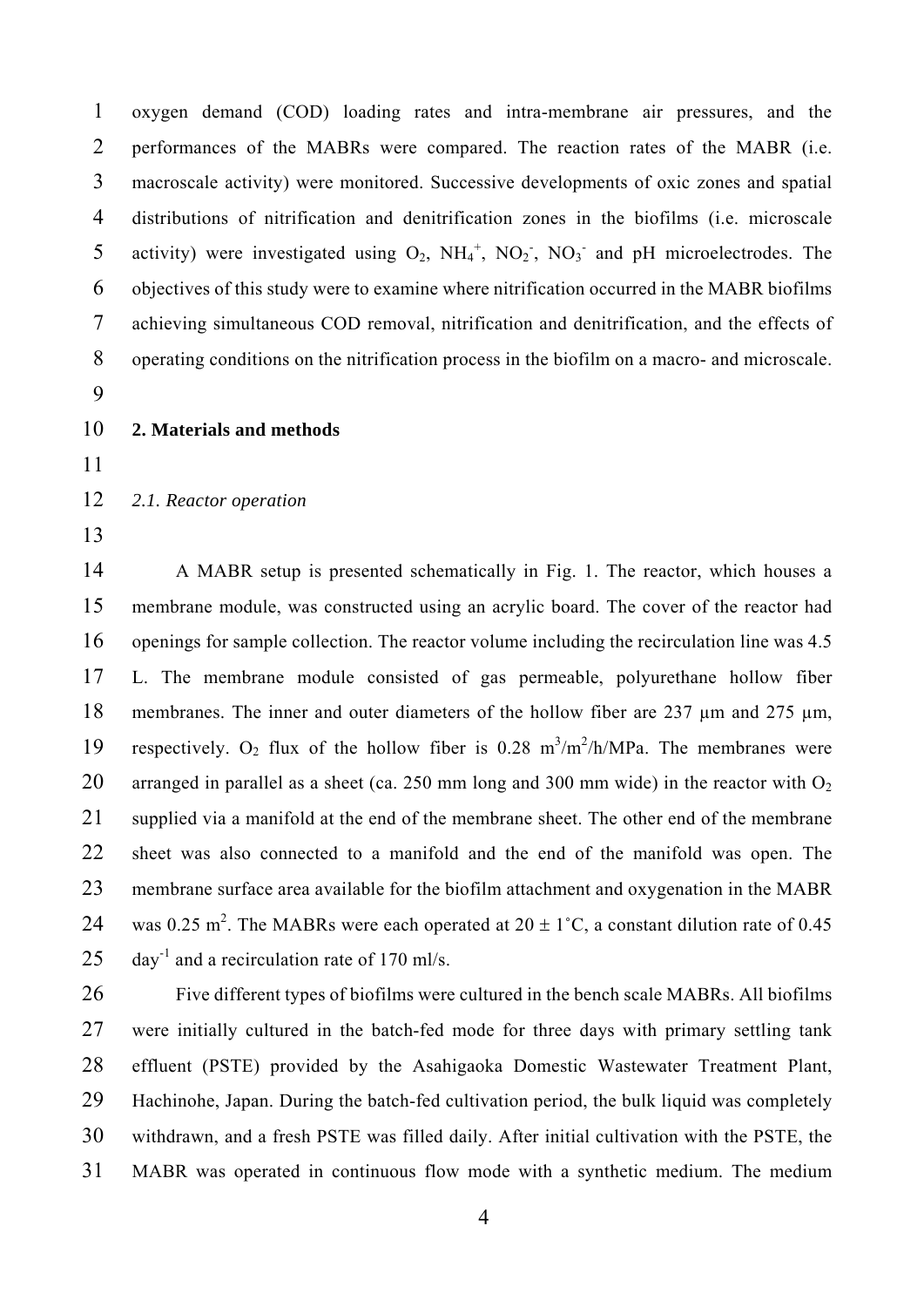oxygen demand (COD) loading rates and intra-membrane air pressures, and the performances of the MABRs were compared. The reaction rates of the MABR (i.e. macroscale activity) were monitored. Successive developments of oxic zones and spatial distributions of nitrification and denitrification zones in the biofilms (i.e. microscale activity) were investigated using $O_2$, $NH_4^+$, $NO_2^-$, $NO_3^-$ and pH microelectrodes. The objectives of this study were to examine where nitrification occurred in the MABR biofilms achieving simultaneous COD removal, nitrification and denitrification, and the effects of operating conditions on the nitrification process in the biofilm on a macro- and microscale.

## 2. Materials and methods

### *2.1. Reactor operation*

A MABR setup is presented schematically in Fig. 1. The reactor, which houses a membrane module, was constructed using an acrylic board. The cover of the reactor had openings for sample collection. The reactor volume including the recirculation line was 4.5 L. The membrane module consisted of gas permeable, polyurethane hollow fiber membranes. The inner and outer diameters of the hollow fiber are 237 μm and 275 μm, respectively. $O_2$ flux of the hollow fiber is 0.28 $m^3/m^2/h/MPa$. The membranes were arranged in parallel as a sheet (ca. 250 mm long and 300 mm wide) in the reactor with $O_2$ supplied via a manifold at the end of the membrane sheet. The other end of the membrane sheet was also connected to a manifold and the end of the manifold was open. The membrane surface area available for the biofilm attachment and oxygenation in the MABR was 0.25 $m^2$. The MABRs were each operated at 20 ± 1˚C, a constant dilution rate of 0.45 $day^{-1}$ and a recirculation rate of 170 ml/s.

Five different types of biofilms were cultured in the bench scale MABRs. All biofilms were initially cultured in the batch-fed mode for three days with primary settling tank effluent (PSTE) provided by the Asahigaoka Domestic Wastewater Treatment Plant, Hachinohe, Japan. During the batch-fed cultivation period, the bulk liquid was completely withdrawn, and a fresh PSTE was filled daily. After initial cultivation with the PSTE, the MABR was operated in continuous flow mode with a synthetic medium. The medium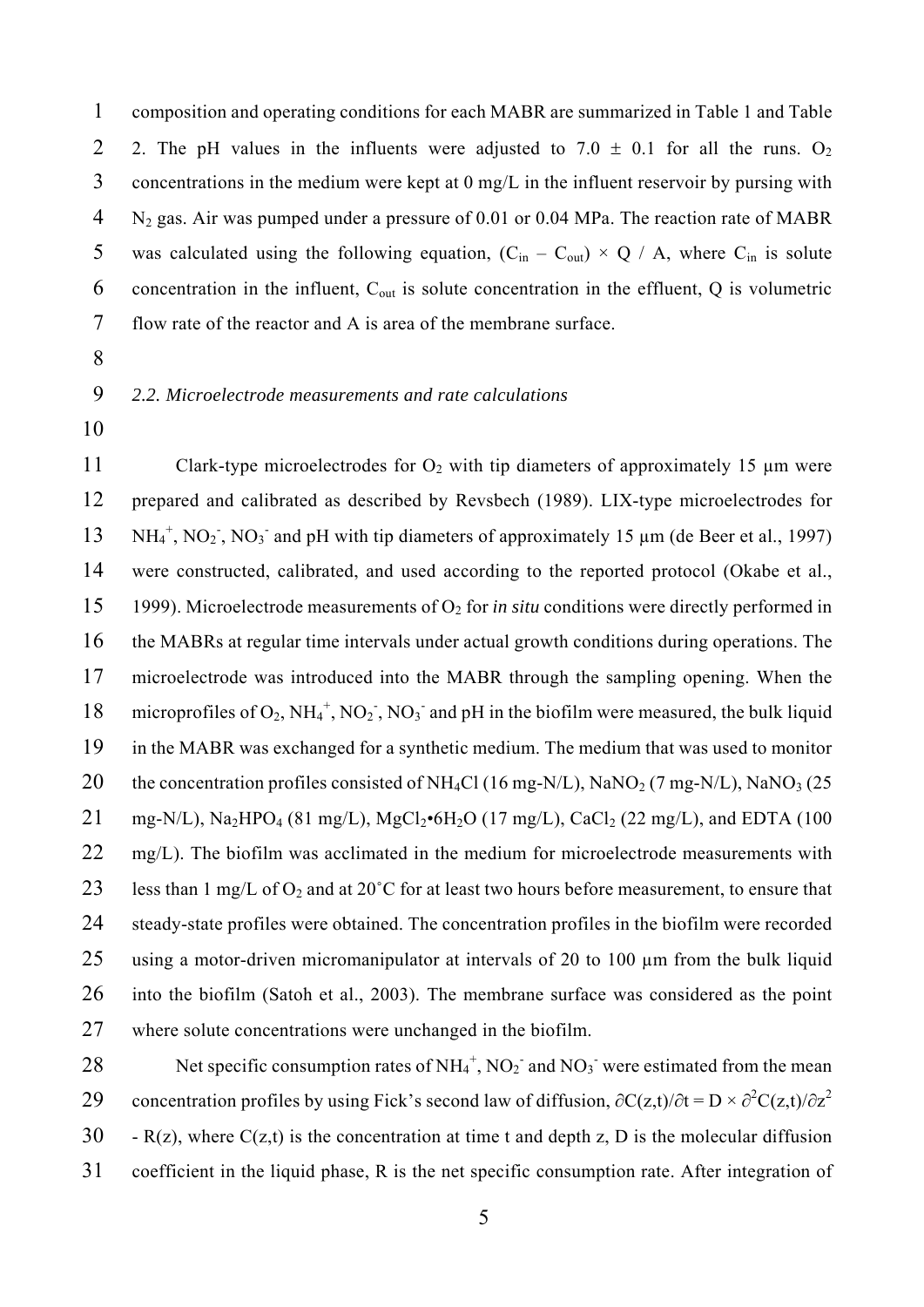composition and operating conditions for each MABR are summarized in Table 1 and Table 2. The pH values in the influents were adjusted to 7.0 ± 0.1 for all the runs. $O_2$ concentrations in the medium were kept at 0 mg/L in the influent reservoir by pursing with $N_2$ gas. Air was pumped under a pressure of 0.01 or 0.04 MPa. The reaction rate of MABR was calculated using the following equation, $(C_{in} - C_{out}) \times Q / A$, where $C_{in}$ is solute concentration in the influent, $C_{out}$ is solute concentration in the effluent, Q is volumetric flow rate of the reactor and A is area of the membrane surface.

### *2.2. Microelectrode measurements and rate calculations*

Clark-type microelectrodes for $O_2$ with tip diameters of approximately 15 μm were prepared and calibrated as described by Revsbech (1989). LIX-type microelectrodes for $NH_4^+$, $NO_2^-$, $NO_3^-$ and pH with tip diameters of approximately 15 μm (de Beer et al., 1997) were constructed, calibrated, and used according to the reported protocol (Okabe et al., 1999). Microelectrode measurements of $O_2$ for *in situ* conditions were directly performed in the MABRs at regular time intervals under actual growth conditions during operations. The microelectrode was introduced into the MABR through the sampling opening. When the microprofiles of $O_2$, $NH_4^+$, $NO_2^-$, $NO_3^-$ and pH in the biofilm were measured, the bulk liquid in the MABR was exchanged for a synthetic medium. The medium that was used to monitor the concentration profiles consisted of $NH_4Cl$ (16 mg-N/L), $NaNO_2$ (7 mg-N/L), $NaNO_3$ (25 mg-N/L), $Na_2HPO_4$ (81 mg/L), $MgCl_2 \cdot 6H_2O$ (17 mg/L), $CaCl_2$ (22 mg/L), and EDTA (100 mg/L). The biofilm was acclimated in the medium for microelectrode measurements with less than 1 mg/L of $O_2$ and at 20˚C for at least two hours before measurement, to ensure that steady-state profiles were obtained. The concentration profiles in the biofilm were recorded using a motor-driven micromanipulator at intervals of 20 to 100 μm from the bulk liquid into the biofilm (Satoh et al., 2003). The membrane surface was considered as the point where solute concentrations were unchanged in the biofilm.

Net specific consumption rates of $NH_4^+$, $NO_2^-$ and $NO_3^-$ were estimated from the mean concentration profiles by using Fick's second law of diffusion, $\partial C(z,t)/\partial t = D \times \partial^2 C(z,t)/\partial z^2 - R(z)$, where $C(z,t)$ is the concentration at time t and depth z, D is the molecular diffusion coefficient in the liquid phase, R is the net specific consumption rate. After integration of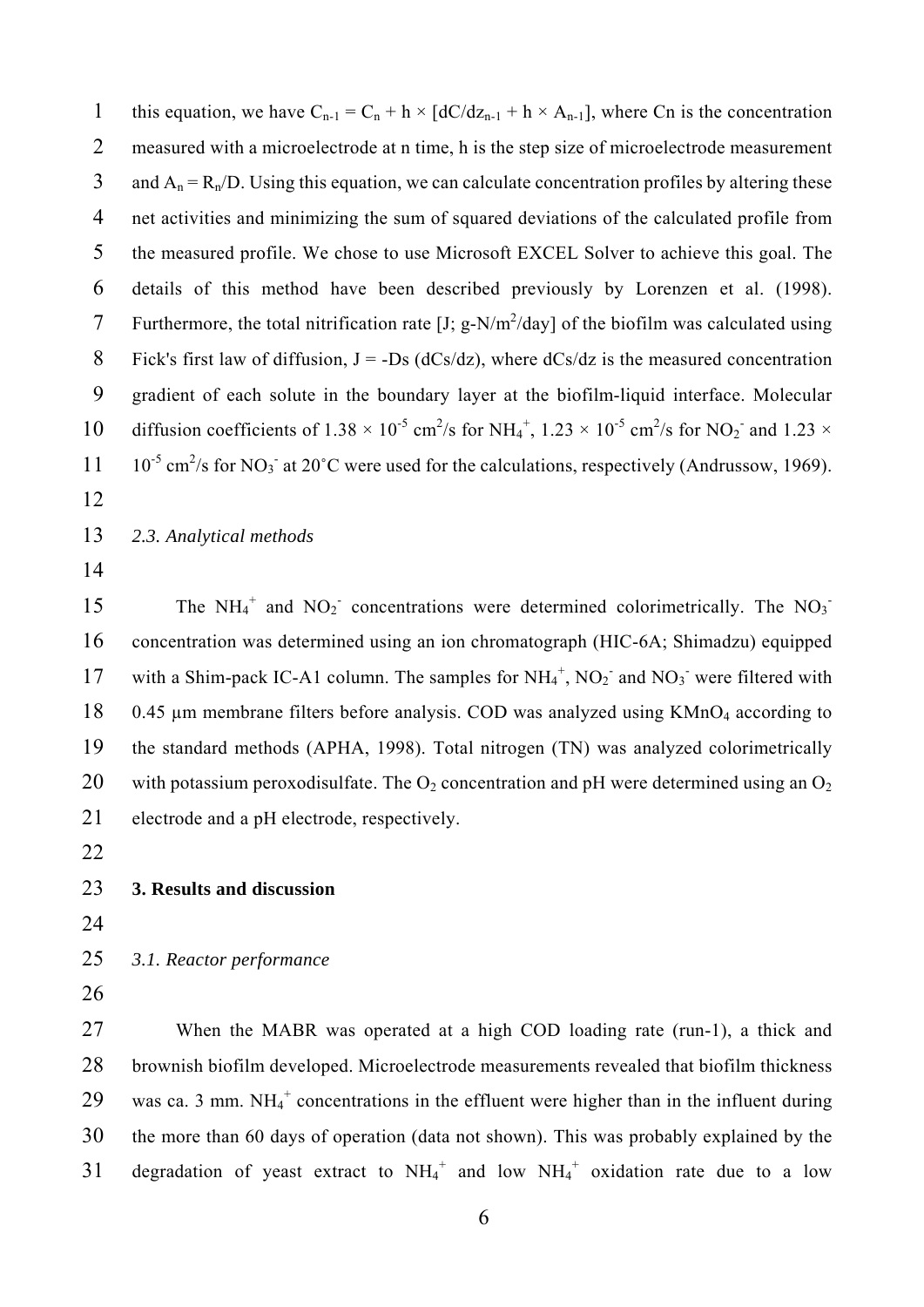this equation, we have $C_{n-1} = C_n + h \times [dC/dz_{n-1} + h \times A_{n-1}]$, where Cn is the concentration measured with a microelectrode at n time, h is the step size of microelectrode measurement and $A_n = R_n/D$. Using this equation, we can calculate concentration profiles by altering these net activities and minimizing the sum of squared deviations of the calculated profile from the measured profile. We chose to use Microsoft EXCEL Solver to achieve this goal. The details of this method have been described previously by Lorenzen et al. (1998). Furthermore, the total nitrification rate [J; g-N/$m^2$/day] of the biofilm was calculated using Fick's first law of diffusion, J = -Ds (dCs/dz), where dCs/dz is the measured concentration gradient of each solute in the boundary layer at the biofilm-liquid interface. Molecular diffusion coefficients of $1.38 \times 10^{-5}$ $cm^2$/s for $NH_4^+$, $1.23 \times 10^{-5}$ $cm^2$/s for $NO_2^-$ and $1.23 \times 10^{-5}$ $cm^2$/s for $NO_3^-$ at 20˚C were used for the calculations, respectively (Andrussow, 1969).

### *2.3. Analytical methods*

The $NH_4^+$ and $NO_2^-$ concentrations were determined colorimetrically. The $NO_3^-$ concentration was determined using an ion chromatograph (HIC-6A; Shimadzu) equipped with a Shim-pack IC-A1 column. The samples for $NH_4^+$, $NO_2^-$ and $NO_3^-$ were filtered with 0.45 µm membrane filters before analysis. COD was analyzed using $KMnO_4$ according to the standard methods (APHA, 1998). Total nitrogen (TN) was analyzed colorimetrically with potassium peroxodisulfate. The $O_2$ concentration and pH were determined using an $O_2$ electrode and a pH electrode, respectively.

## 3. Results and discussion

### *3.1. Reactor performance*

When the MABR was operated at a high COD loading rate (run-1), a thick and brownish biofilm developed. Microelectrode measurements revealed that biofilm thickness was ca. 3 mm. $NH_4^+$ concentrations in the effluent were higher than in the influent during the more than 60 days of operation (data not shown). This was probably explained by the degradation of yeast extract to $NH_4^+$ and low $NH_4^+$ oxidation rate due to a low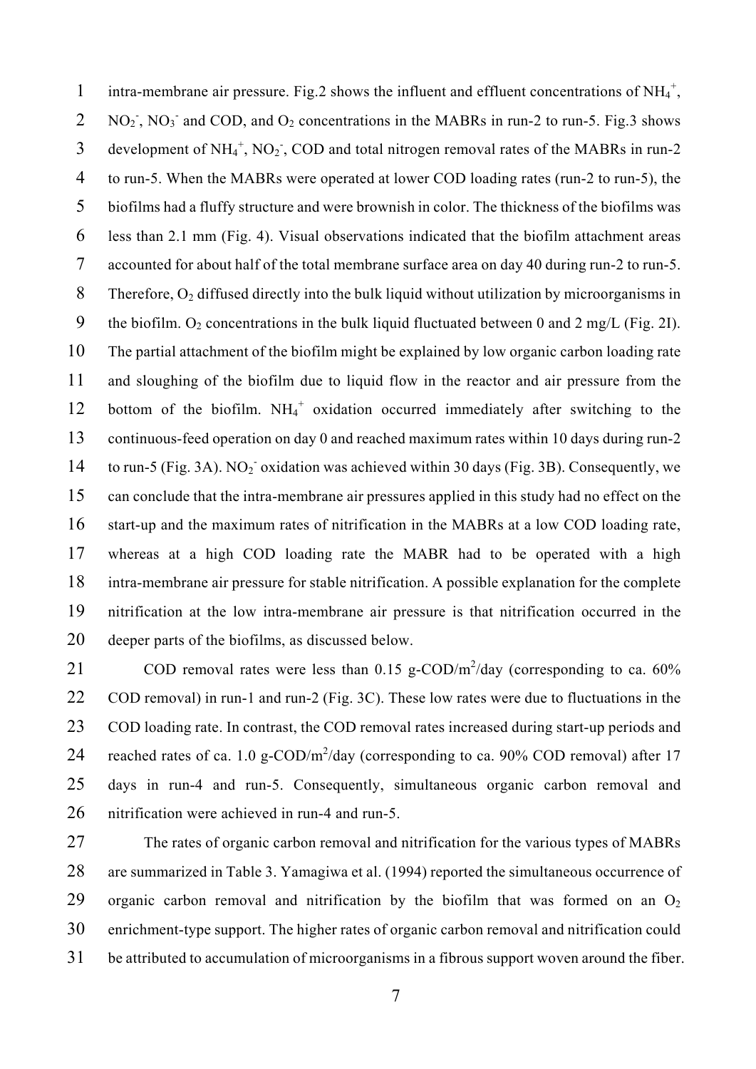intra-membrane air pressure. Fig.2 shows the influent and effluent concentrations of $NH_4^+$, $NO_2^-$, $NO_3^-$ and COD, and $O_2$ concentrations in the MABRs in run-2 to run-5. Fig.3 shows development of $NH_4^+$, $NO_2^-$, COD and total nitrogen removal rates of the MABRs in run-2 to run-5. When the MABRs were operated at lower COD loading rates (run-2 to run-5), the biofilms had a fluffy structure and were brownish in color. The thickness of the biofilms was less than 2.1 mm (Fig. 4). Visual observations indicated that the biofilm attachment areas accounted for about half of the total membrane surface area on day 40 during run-2 to run-5. Therefore, $O_2$ diffused directly into the bulk liquid without utilization by microorganisms in the biofilm. $O_2$ concentrations in the bulk liquid fluctuated between 0 and 2 mg/L (Fig. 2I). The partial attachment of the biofilm might be explained by low organic carbon loading rate and sloughing of the biofilm due to liquid flow in the reactor and air pressure from the bottom of the biofilm. $NH_4^+$ oxidation occurred immediately after switching to the continuous-feed operation on day 0 and reached maximum rates within 10 days during run-2 to run-5 (Fig. 3A). $NO_2^-$ oxidation was achieved within 30 days (Fig. 3B). Consequently, we can conclude that the intra-membrane air pressures applied in this study had no effect on the start-up and the maximum rates of nitrification in the MABRs at a low COD loading rate, whereas at a high COD loading rate the MABR had to be operated with a high intra-membrane air pressure for stable nitrification. A possible explanation for the complete nitrification at the low intra-membrane air pressure is that nitrification occurred in the deeper parts of the biofilms, as discussed below.

COD removal rates were less than 0.15 g-COD/$m^2$/day (corresponding to ca. 60% COD removal) in run-1 and run-2 (Fig. 3C). These low rates were due to fluctuations in the COD loading rate. In contrast, the COD removal rates increased during start-up periods and reached rates of ca. 1.0 g-COD/$m^2$/day (corresponding to ca. 90% COD removal) after 17 days in run-4 and run-5. Consequently, simultaneous organic carbon removal and nitrification were achieved in run-4 and run-5.

The rates of organic carbon removal and nitrification for the various types of MABRs are summarized in Table 3. Yamagiwa et al. (1994) reported the simultaneous occurrence of organic carbon removal and nitrification by the biofilm that was formed on an $O_2$ enrichment-type support. The higher rates of organic carbon removal and nitrification could be attributed to accumulation of microorganisms in a fibrous support woven around the fiber.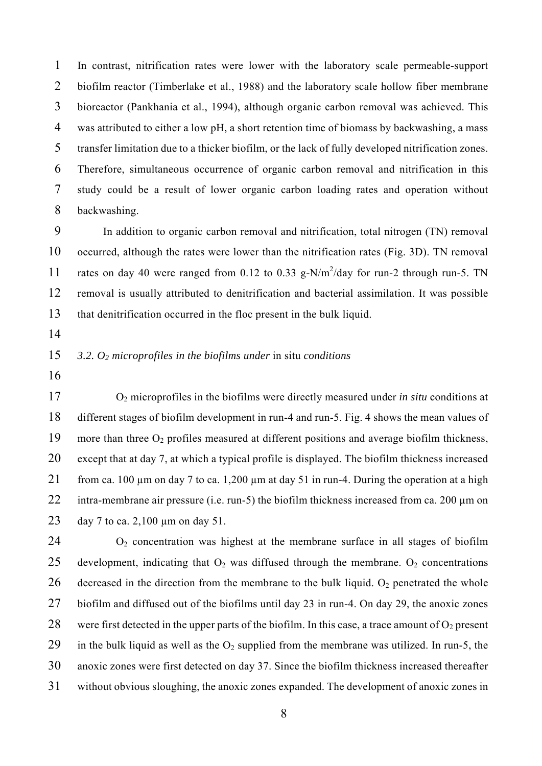In contrast, nitrification rates were lower with the laboratory scale permeable-support biofilm reactor (Timberlake et al., 1988) and the laboratory scale hollow fiber membrane bioreactor (Pankhania et al., 1994), although organic carbon removal was achieved. This was attributed to either a low pH, a short retention time of biomass by backwashing, a mass transfer limitation due to a thicker biofilm, or the lack of fully developed nitrification zones. Therefore, simultaneous occurrence of organic carbon removal and nitrification in this study could be a result of lower organic carbon loading rates and operation without backwashing.

In addition to organic carbon removal and nitrification, total nitrogen (TN) removal occurred, although the rates were lower than the nitrification rates (Fig. 3D). TN removal rates on day 40 were ranged from 0.12 to 0.33 g-N/$m^2$/day for run-2 through run-5. TN removal is usually attributed to denitrification and bacterial assimilation. It was possible that denitrification occurred in the floc present in the bulk liquid.

### *3.2. $O_2$ microprofiles in the biofilms under* in situ *conditions*

$O_2$ microprofiles in the biofilms were directly measured under *in situ* conditions at different stages of biofilm development in run-4 and run-5. Fig. 4 shows the mean values of more than three $O_2$ profiles measured at different positions and average biofilm thickness, except that at day 7, at which a typical profile is displayed. The biofilm thickness increased from ca. 100 μm on day 7 to ca. 1,200 μm at day 51 in run-4. During the operation at a high intra-membrane air pressure (i.e. run-5) the biofilm thickness increased from ca. 200 μm on day 7 to ca. 2,100 μm on day 51.

$O_2$ concentration was highest at the membrane surface in all stages of biofilm development, indicating that $O_2$ was diffused through the membrane. $O_2$ concentrations decreased in the direction from the membrane to the bulk liquid. $O_2$ penetrated the whole biofilm and diffused out of the biofilms until day 23 in run-4. On day 29, the anoxic zones were first detected in the upper parts of the biofilm. In this case, a trace amount of $O_2$ present in the bulk liquid as well as the $O_2$ supplied from the membrane was utilized. In run-5, the anoxic zones were first detected on day 37. Since the biofilm thickness increased thereafter without obvious sloughing, the anoxic zones expanded. The development of anoxic zones in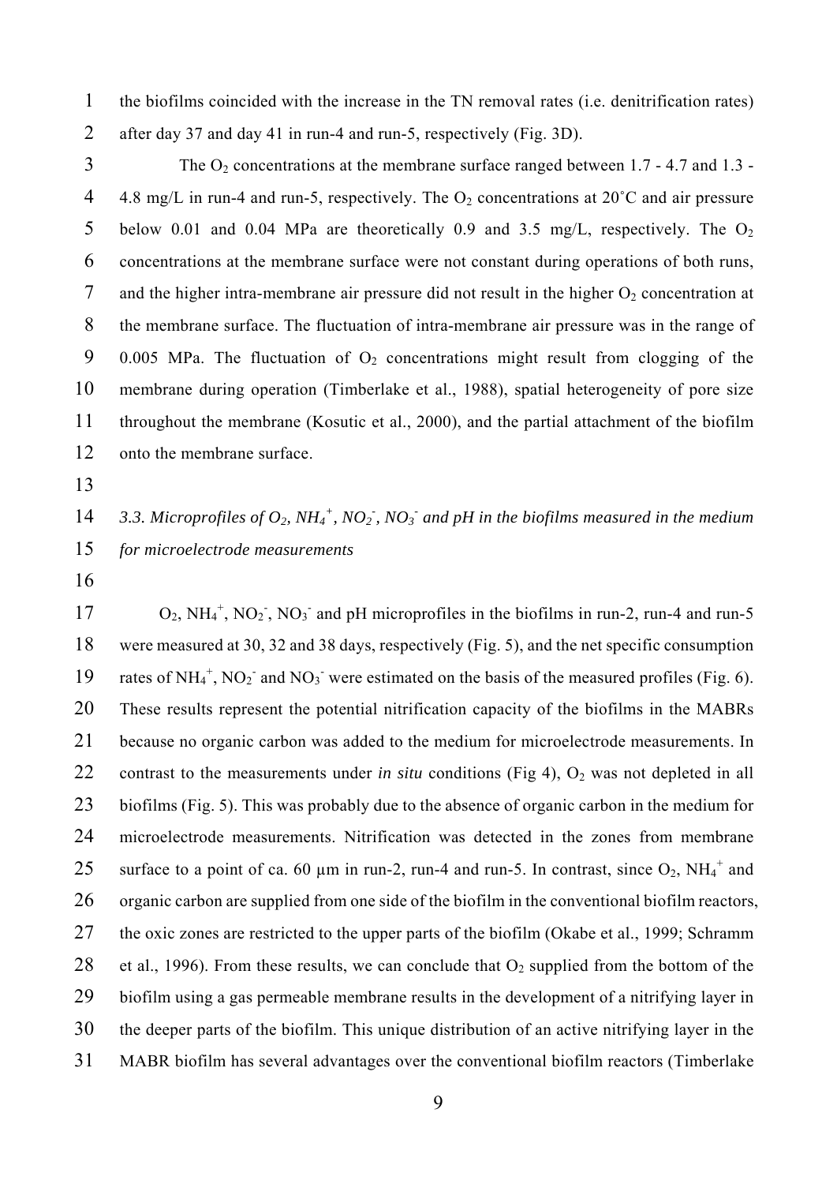the biofilms coincided with the increase in the TN removal rates (i.e. denitrification rates) after day 37 and day 41 in run-4 and run-5, respectively (Fig. 3D).

The $O_2$ concentrations at the membrane surface ranged between 1.7 - 4.7 and 1.3 - 4.8 mg/L in run-4 and run-5, respectively. The $O_2$ concentrations at 20˚C and air pressure below 0.01 and 0.04 MPa are theoretically 0.9 and 3.5 mg/L, respectively. The $O_2$ concentrations at the membrane surface were not constant during operations of both runs, and the higher intra-membrane air pressure did not result in the higher $O_2$ concentration at the membrane surface. The fluctuation of intra-membrane air pressure was in the range of 0.005 MPa. The fluctuation of $O_2$ concentrations might result from clogging of the membrane during operation (Timberlake et al., 1988), spatial heterogeneity of pore size throughout the membrane (Kosutic et al., 2000), and the partial attachment of the biofilm onto the membrane surface.

### *3.3. Microprofiles of $O_2$, $NH_4^+$, $NO_2^-$, $NO_3^-$ and pH in the biofilms measured in the medium for microelectrode measurements*

$O_2$, $NH_4^+$, $NO_2^-$, $NO_3^-$ and pH microprofiles in the biofilms in run-2, run-4 and run-5 were measured at 30, 32 and 38 days, respectively (Fig. 5), and the net specific consumption rates of $NH_4^+$, $NO_2^-$ and $NO_3^-$ were estimated on the basis of the measured profiles (Fig. 6). These results represent the potential nitrification capacity of the biofilms in the MABRs because no organic carbon was added to the medium for microelectrode measurements. In contrast to the measurements under *in situ* conditions (Fig 4), $O_2$ was not depleted in all biofilms (Fig. 5). This was probably due to the absence of organic carbon in the medium for microelectrode measurements. Nitrification was detected in the zones from membrane surface to a point of ca. 60 μm in run-2, run-4 and run-5. In contrast, since $O_2$, $NH_4^+$ and organic carbon are supplied from one side of the biofilm in the conventional biofilm reactors, the oxic zones are restricted to the upper parts of the biofilm (Okabe et al., 1999; Schramm et al., 1996). From these results, we can conclude that $O_2$ supplied from the bottom of the biofilm using a gas permeable membrane results in the development of a nitrifying layer in the deeper parts of the biofilm. This unique distribution of an active nitrifying layer in the MABR biofilm has several advantages over the conventional biofilm reactors (Timberlake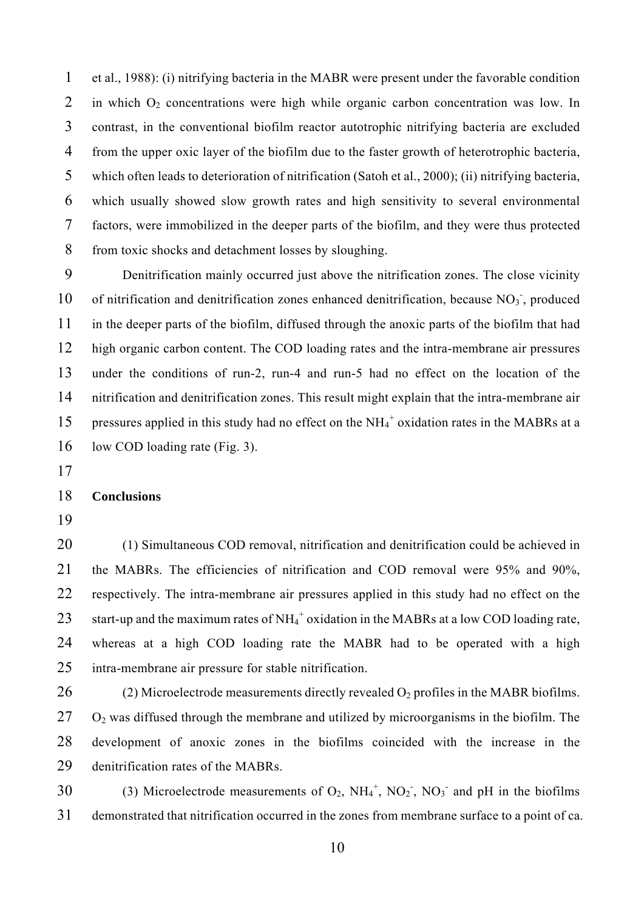et al., 1988): (i) nitrifying bacteria in the MABR were present under the favorable condition in which $O_2$ concentrations were high while organic carbon concentration was low. In contrast, in the conventional biofilm reactor autotrophic nitrifying bacteria are excluded from the upper oxic layer of the biofilm due to the faster growth of heterotrophic bacteria, which often leads to deterioration of nitrification (Satoh et al., 2000); (ii) nitrifying bacteria, which usually showed slow growth rates and high sensitivity to several environmental factors, were immobilized in the deeper parts of the biofilm, and they were thus protected from toxic shocks and detachment losses by sloughing.

Denitrification mainly occurred just above the nitrification zones. The close vicinity of nitrification and denitrification zones enhanced denitrification, because $NO_3^-$, produced in the deeper parts of the biofilm, diffused through the anoxic parts of the biofilm that had high organic carbon content. The COD loading rates and the intra-membrane air pressures under the conditions of run-2, run-4 and run-5 had no effect on the location of the nitrification and denitrification zones. This result might explain that the intra-membrane air pressures applied in this study had no effect on the $NH_4^+$ oxidation rates in the MABRs at a low COD loading rate (Fig. 3).

## Conclusions

(1) Simultaneous COD removal, nitrification and denitrification could be achieved in the MABRs. The efficiencies of nitrification and COD removal were 95% and 90%, respectively. The intra-membrane air pressures applied in this study had no effect on the start-up and the maximum rates of $NH_4^+$ oxidation in the MABRs at a low COD loading rate, whereas at a high COD loading rate the MABR had to be operated with a high intra-membrane air pressure for stable nitrification.

(2) Microelectrode measurements directly revealed $O_2$ profiles in the MABR biofilms. $O_2$ was diffused through the membrane and utilized by microorganisms in the biofilm. The development of anoxic zones in the biofilms coincided with the increase in the denitrification rates of the MABRs.

(3) Microelectrode measurements of $O_2$, $NH_4^+$, $NO_2^-$, $NO_3^-$ and pH in the biofilms demonstrated that nitrification occurred in the zones from membrane surface to a point of ca.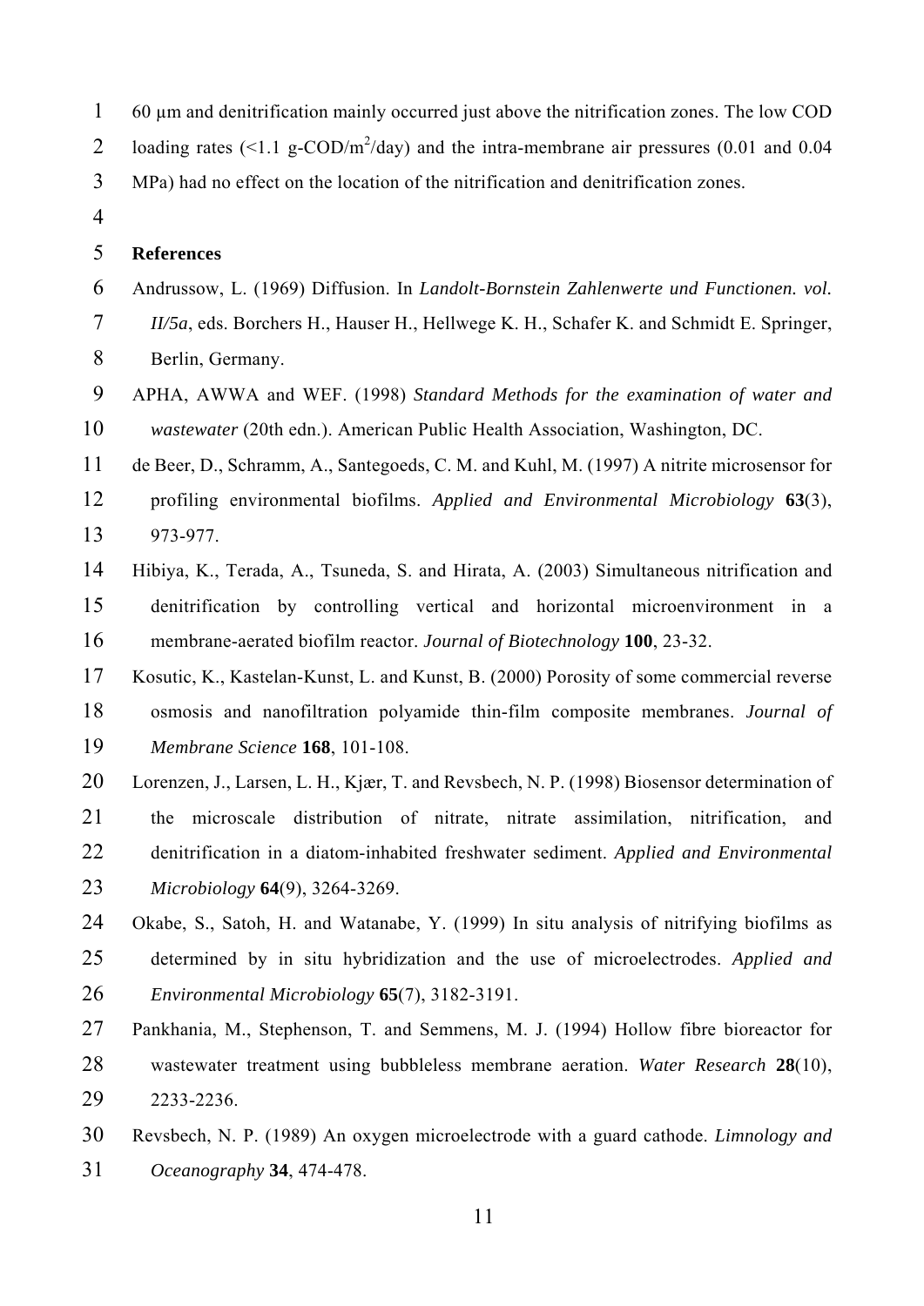60 μm and denitrification mainly occurred just above the nitrification zones. The low COD loading rates (<1.1 g-COD/$m^2$/day) and the intra-membrane air pressures (0.01 and 0.04 MPa) had no effect on the location of the nitrification and denitrification zones.

## References

Andrussow, L. (1969) Diffusion. In *Landolt-Bornstein Zahlenwerte und Functionen. vol. II/5a*, eds. Borchers H., Hauser H., Hellwege K. H., Schafer K. and Schmidt E. Springer, Berlin, Germany.

APHA, AWWA and WEF. (1998) *Standard Methods for the examination of water and wastewater* (20th edn.). American Public Health Association, Washington, DC.

de Beer, D., Schramm, A., Santegoeds, C. M. and Kuhl, M. (1997) A nitrite microsensor for profiling environmental biofilms. *Applied and Environmental Microbiology* **63**(3), 973-977.

Hibiya, K., Terada, A., Tsuneda, S. and Hirata, A. (2003) Simultaneous nitrification and denitrification by controlling vertical and horizontal microenvironment in a membrane-aerated biofilm reactor. *Journal of Biotechnology* **100**, 23-32.

Kosutic, K., Kastelan-Kunst, L. and Kunst, B. (2000) Porosity of some commercial reverse osmosis and nanofiltration polyamide thin-film composite membranes. *Journal of Membrane Science* **168**, 101-108.

Lorenzen, J., Larsen, L. H., Kjær, T. and Revsbech, N. P. (1998) Biosensor determination of the microscale distribution of nitrate, nitrate assimilation, nitrification, and denitrification in a diatom-inhabited freshwater sediment. *Applied and Environmental Microbiology* **64**(9), 3264-3269.

Okabe, S., Satoh, H. and Watanabe, Y. (1999) In situ analysis of nitrifying biofilms as determined by in situ hybridization and the use of microelectrodes. *Applied and Environmental Microbiology* **65**(7), 3182-3191.

Pankhania, M., Stephenson, T. and Semmens, M. J. (1994) Hollow fibre bioreactor for wastewater treatment using bubbleless membrane aeration. *Water Research* **28**(10), 2233-2236.

Revsbech, N. P. (1989) An oxygen microelectrode with a guard cathode. *Limnology and Oceanography* **34**, 474-478.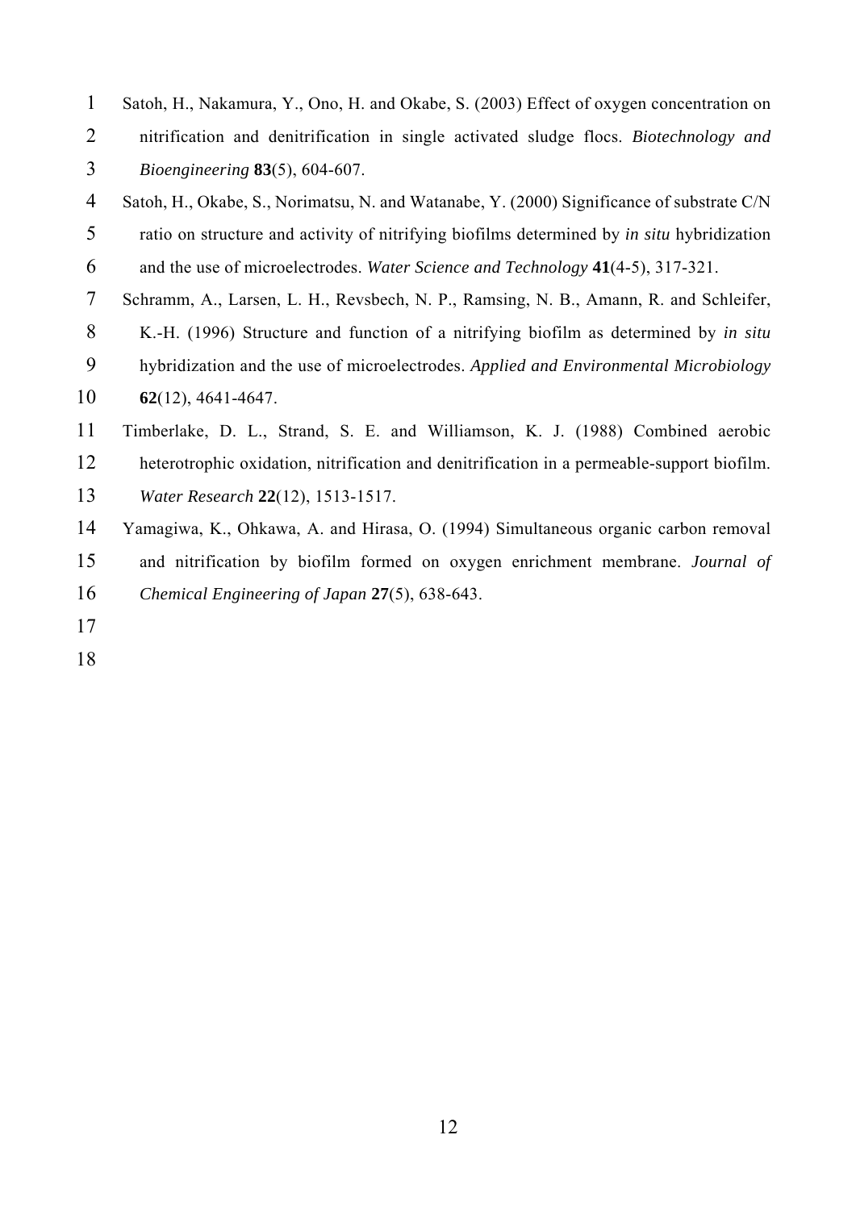Satoh, H., Nakamura, Y., Ono, H. and Okabe, S. (2003) Effect of oxygen concentration on nitrification and denitrification in single activated sludge flocs. *Biotechnology and Bioengineering* **83**(5), 604-607.

Satoh, H., Okabe, S., Norimatsu, N. and Watanabe, Y. (2000) Significance of substrate C/N ratio on structure and activity of nitrifying biofilms determined by *in situ* hybridization and the use of microelectrodes. *Water Science and Technology* **41**(4-5), 317-321.

Schramm, A., Larsen, L. H., Revsbech, N. P., Ramsing, N. B., Amann, R. and Schleifer, K.-H. (1996) Structure and function of a nitrifying biofilm as determined by *in situ* hybridization and the use of microelectrodes. *Applied and Environmental Microbiology* **62**(12), 4641-4647.

Timberlake, D. L., Strand, S. E. and Williamson, K. J. (1988) Combined aerobic heterotrophic oxidation, nitrification and denitrification in a permeable-support biofilm. *Water Research* **22**(12), 1513-1517.

Yamagiwa, K., Ohkawa, A. and Hirasa, O. (1994) Simultaneous organic carbon removal and nitrification by biofilm formed on oxygen enrichment membrane. *Journal of Chemical Engineering of Japan* **27**(5), 638-643.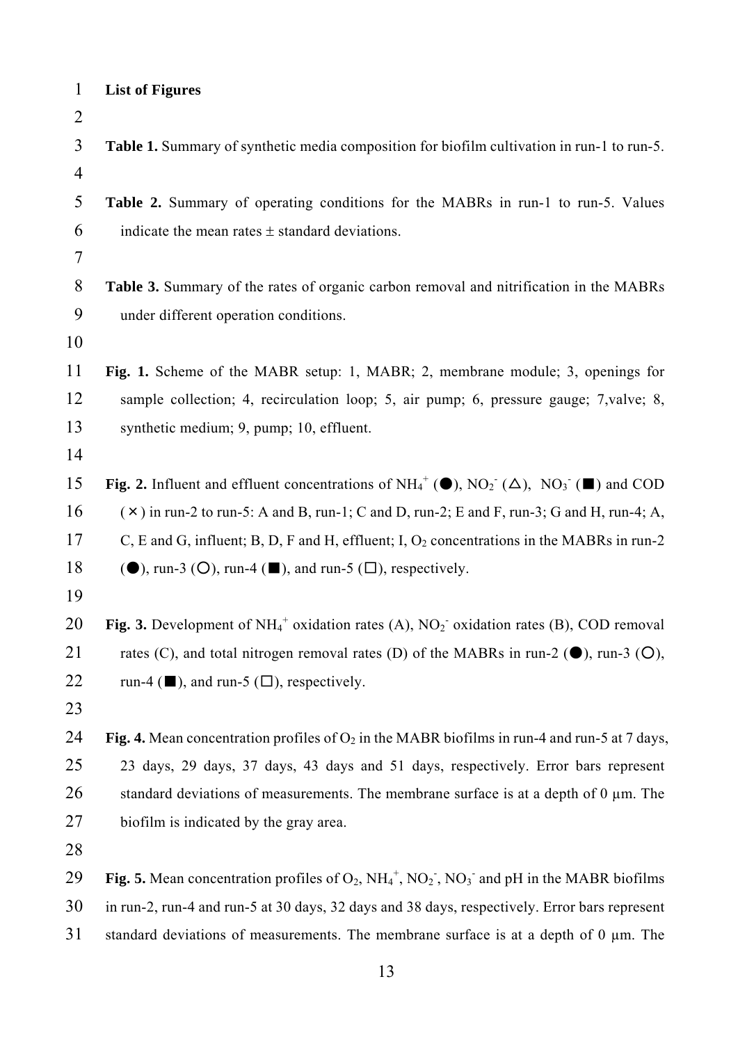**List of Figures**

**Table 1.** Summary of synthetic media composition for biofilm cultivation in run-1 to run-5.

**Table 2.** Summary of operating conditions for the MABRs in run-1 to run-5. Values indicate the mean rates ± standard deviations.

**Table 3.** Summary of the rates of organic carbon removal and nitrification in the MABRs under different operation conditions.

**Fig. 1.** Scheme of the MABR setup: 1, MABR; 2, membrane module; 3, openings for sample collection; 4, recirculation loop; 5, air pump; 6, pressure gauge; 7,valve; 8, synthetic medium; 9, pump; 10, effluent.

**Fig. 2.** Influent and effluent concentrations of $NH_4^+$ (●), $NO_2^-$ (△), $NO_3^-$ (■) and COD (×) in run-2 to run-5: A and B, run-1; C and D, run-2; E and F, run-3; G and H, run-4; A, C, E and G, influent; B, D, F and H, effluent; I, $O_2$ concentrations in the MABRs in run-2 (●), run-3 (○), run-4 (■), and run-5 (□), respectively.

**Fig. 3.** Development of $NH_4^+$ oxidation rates (A), $NO_2^-$ oxidation rates (B), COD removal rates (C), and total nitrogen removal rates (D) of the MABRs in run-2 (●), run-3 (○), run-4 (■), and run-5 (□), respectively.

**Fig. 4.** Mean concentration profiles of $O_2$ in the MABR biofilms in run-4 and run-5 at 7 days, 23 days, 29 days, 37 days, 43 days and 51 days, respectively. Error bars represent standard deviations of measurements. The membrane surface is at a depth of 0 μm. The biofilm is indicated by the gray area.

**Fig. 5.** Mean concentration profiles of $O_2$, $NH_4^+$, $NO_2^-$, $NO_3^-$ and pH in the MABR biofilms in run-2, run-4 and run-5 at 30 days, 32 days and 38 days, respectively. Error bars represent standard deviations of measurements. The membrane surface is at a depth of 0 μm. The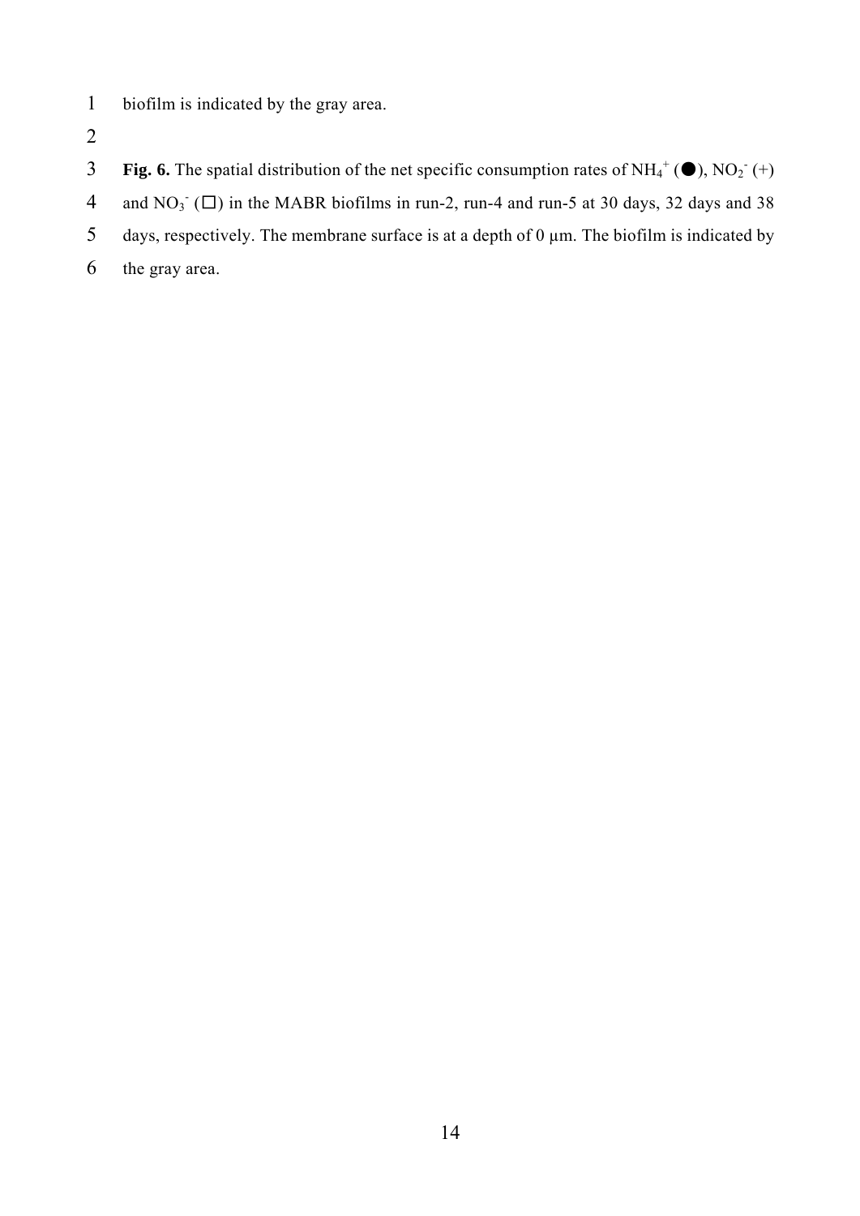biofilm is indicated by the gray area.

**Fig. 6.** The spatial distribution of the net specific consumption rates of $NH_4^+$ (●), $NO_2^-$ (+) and $NO_3^-$ (□) in the MABR biofilms in run-2, run-4 and run-5 at 30 days, 32 days and 38 days, respectively. The membrane surface is at a depth of 0 μm. The biofilm is indicated by the gray area.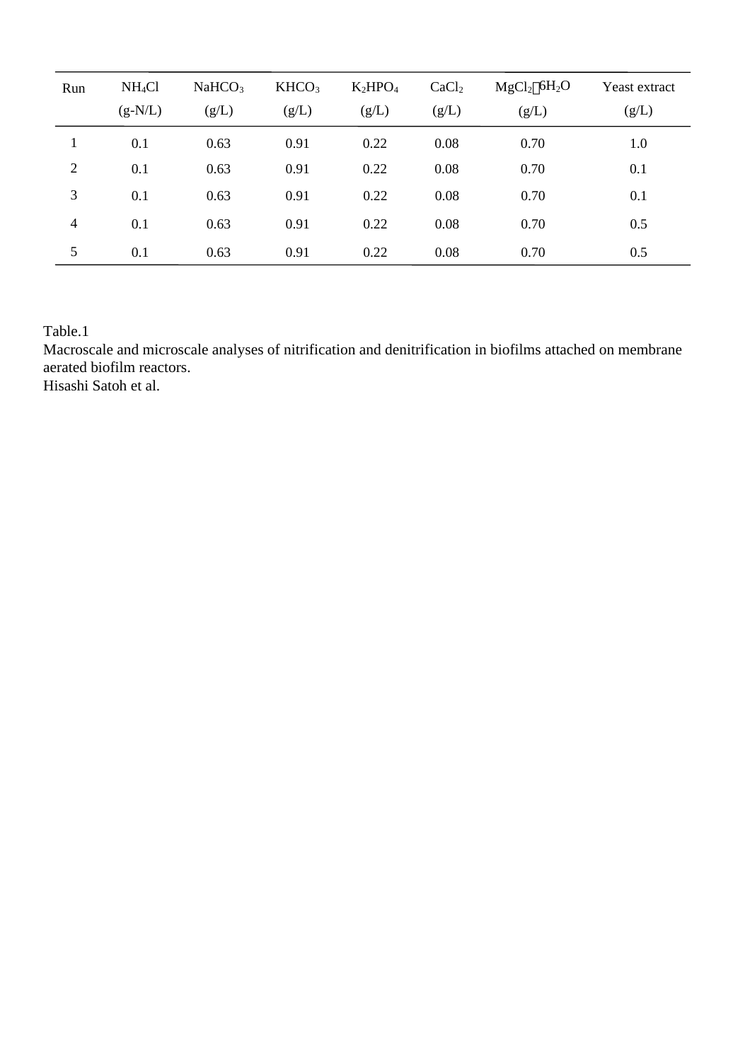| Run | $NH_4Cl$ (g-N/L) | $NaHCO_3$ (g/L) | $KHCO_3$ (g/L) | $K_2HPO_4$ (g/L) | $CaCl_2$ (g/L) | $MgCl_2 \cdot 6H_2O$ (g/L) | Yeast extract (g/L) |
|---|---|---|---|---|---|---|---|
| 1 | 0.1 | 0.63 | 0.91 | 0.22 | 0.08 | 0.70 | 1.0 |
| 2 | 0.1 | 0.63 | 0.91 | 0.22 | 0.08 | 0.70 | 0.1 |
| 3 | 0.1 | 0.63 | 0.91 | 0.22 | 0.08 | 0.70 | 0.1 |
| 4 | 0.1 | 0.63 | 0.91 | 0.22 | 0.08 | 0.70 | 0.5 |
| 5 | 0.1 | 0.63 | 0.91 | 0.22 | 0.08 | 0.70 | 0.5 |

Table.1
Macroscale and microscale analyses of nitrification and denitrification in biofilms attached on membrane aerated biofilm reactors.
Hisashi Satoh et al.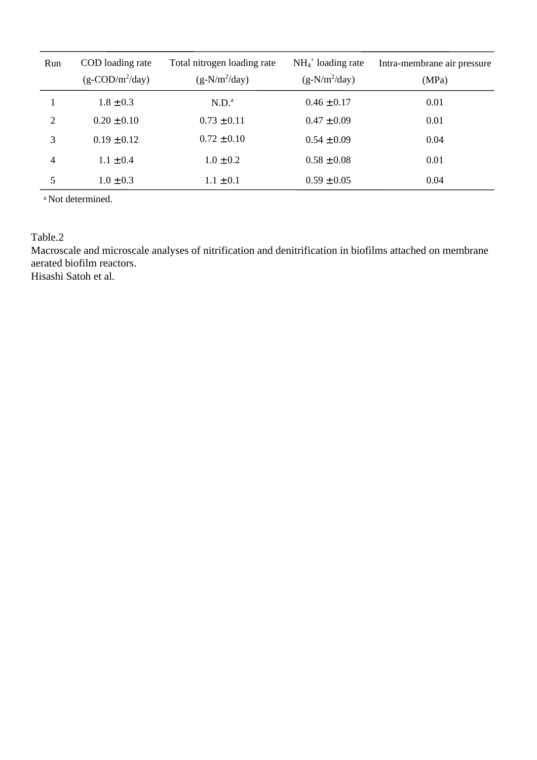| Run | COD loading rate ($g\text{-}COD/m^2/day$) | Total nitrogen loading rate ($g\text{-}N/m^2/day$) | $NH_4^+$ loading rate ($g\text{-}N/m^2/day$) | Intra-membrane air pressure (MPa) |
|---|---|---|---|---|
| 1 | 1.8 ± 0.3 | N.D.[a] | 0.46 ± 0.17 | 0.01 |
| 2 | 0.20 ± 0.10 | 0.73 ± 0.11 | 0.47 ± 0.09 | 0.01 |
| 3 | 0.19 ± 0.12 | 0.72 ± 0.10 | 0.54 ± 0.09 | 0.04 |
| 4 | 1.1 ± 0.4 | 1.0 ± 0.2 | 0.58 ± 0.08 | 0.01 |
| 5 | 1.0 ± 0.3 | 1.1 ± 0.1 | 0.59 ± 0.05 | 0.04 |

[a] Not determined.

Table.2

Macroscale and microscale analyses of nitrification and denitrification in biofilms attached on membrane aerated biofilm reactors.

Hisashi Satoh et al.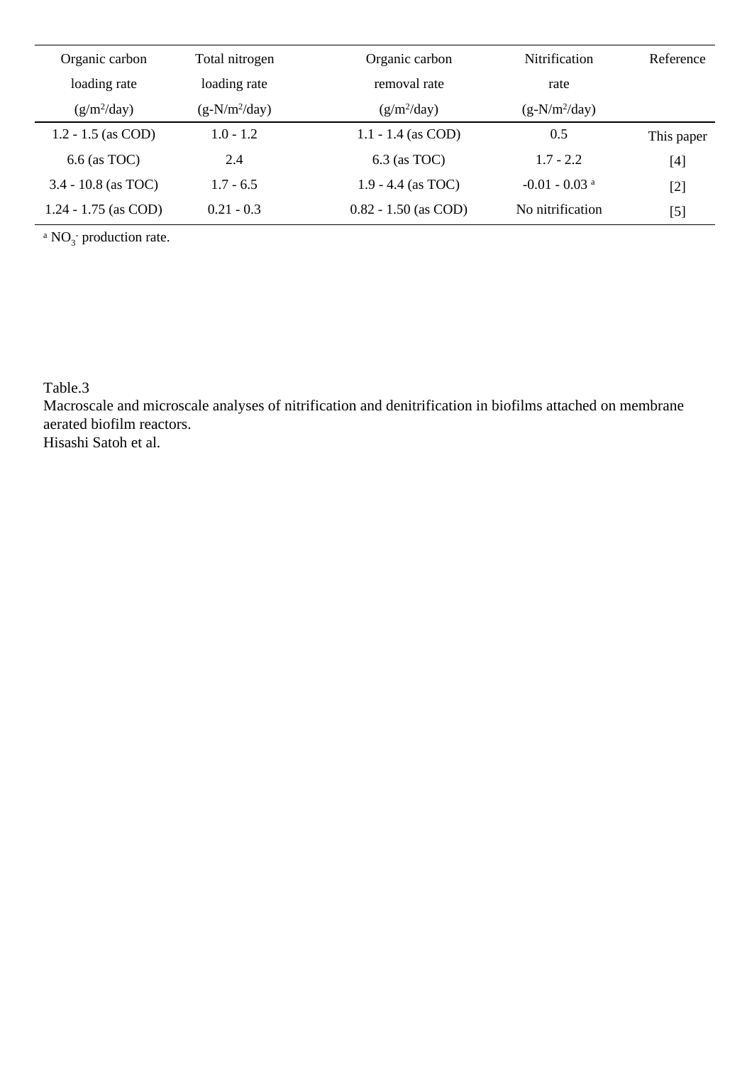| Organic carbon loading rate ($g/m^2/day$) | Total nitrogen loading rate ($g\text{-}N/m^2/day$) | Organic carbon removal rate ($g/m^2/day$) | Nitrification rate ($g\text{-}N/m^2/day$) | Reference |
|---|---|---|---|---|
| 1.2 - 1.5 (as COD) | 1.0 - 1.2 | 1.1 - 1.4 (as COD) | 0.5 | This paper |
| 6.6 (as TOC) | 2.4 | 6.3 (as TOC) | 1.7 - 2.2 | [4] |
| 3.4 - 10.8 (as TOC) | 1.7 - 6.5 | 1.9 - 4.4 (as TOC) | -0.01 - 0.03 [a] | [2] |
| 1.24 - 1.75 (as COD) | 0.21 - 0.3 | 0.82 - 1.50 (as COD) | No nitrification | [5] |

[a] $NO_3^-$ production rate.

Table.3

Macroscale and microscale analyses of nitrification and denitrification in biofilms attached on membrane aerated biofilm reactors.

Hisashi Satoh et al.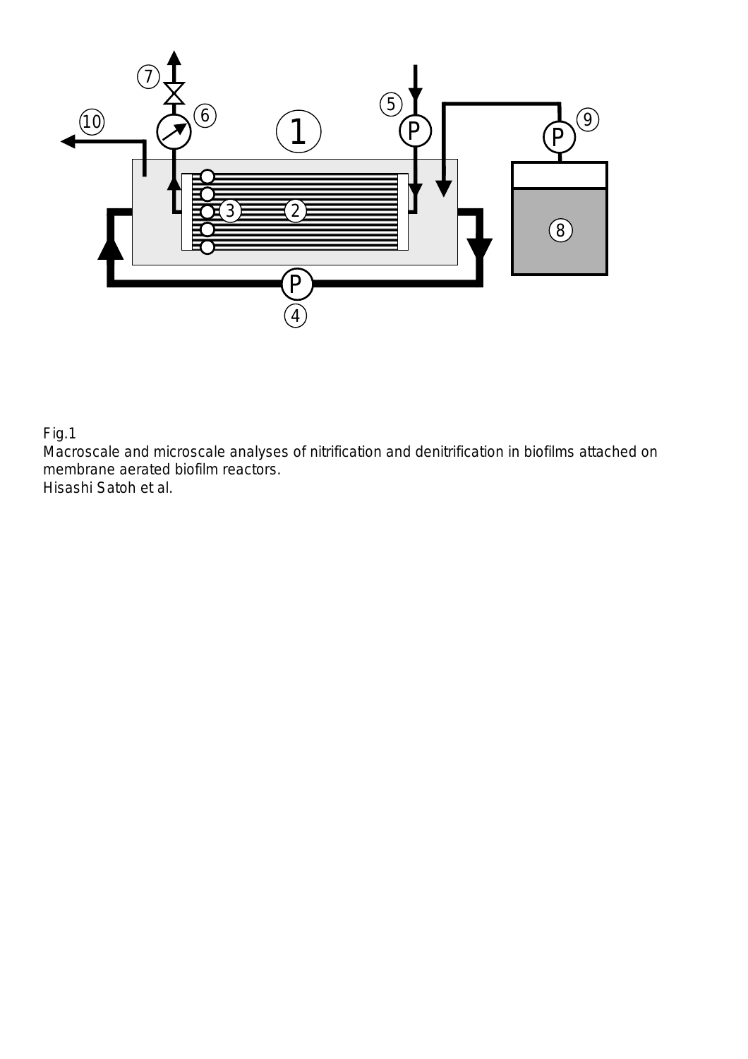Fig.1

Macroscale and microscale analyses of nitrification and denitrification in biofilms attached on membrane aerated biofilm reactors.

Hisashi Satoh et al.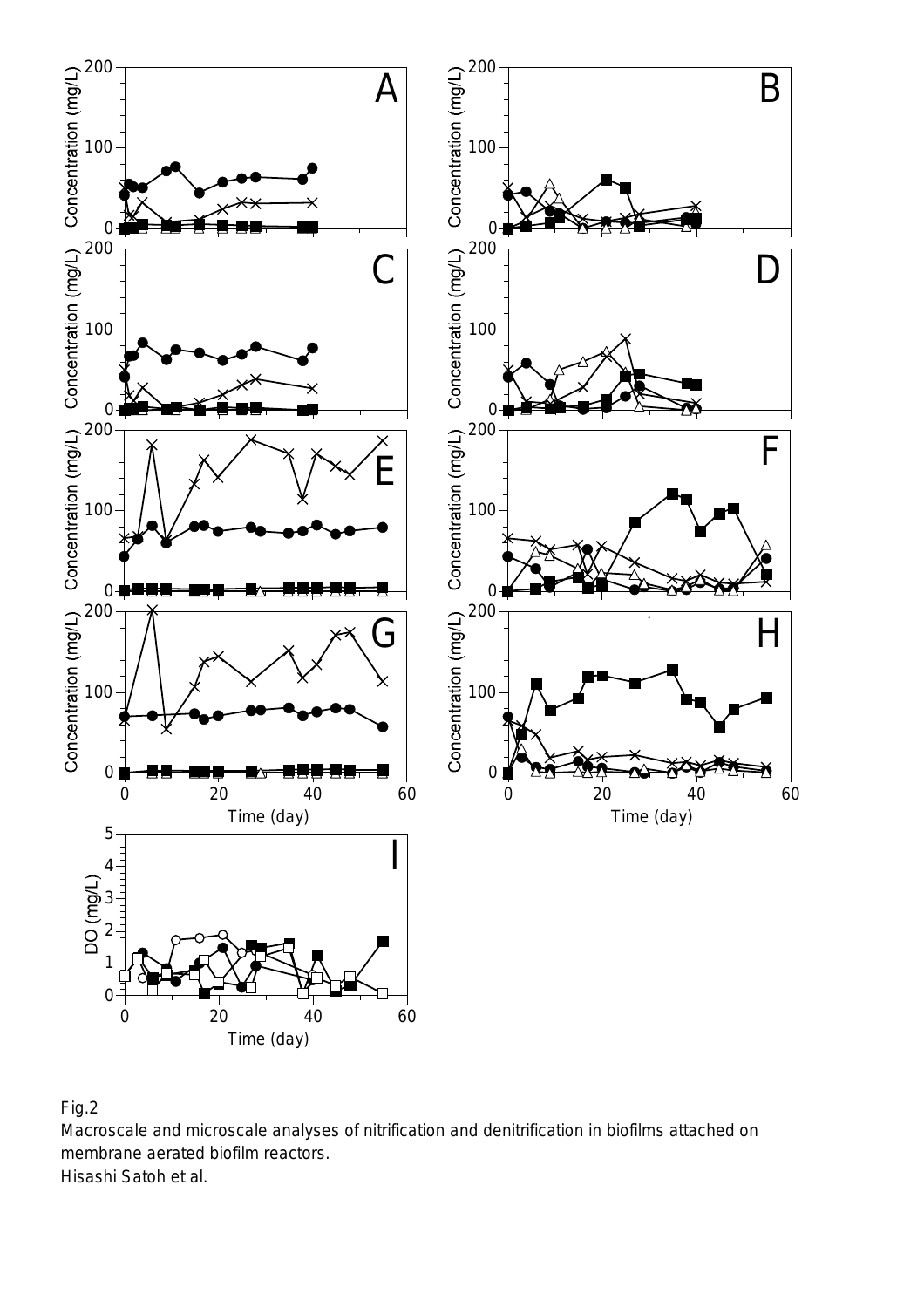Fig.2

Macroscale and microscale analyses of nitrification and denitrification in biofilms attached on membrane aerated biofilm reactors.

Hisashi Satoh et al.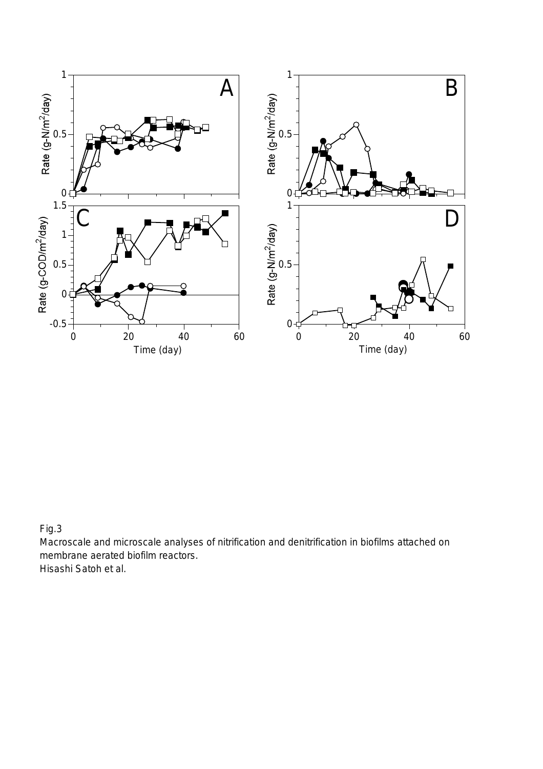Fig.3

Macroscale and microscale analyses of nitrification and denitrification in biofilms attached on membrane aerated biofilm reactors.

Hisashi Satoh et al.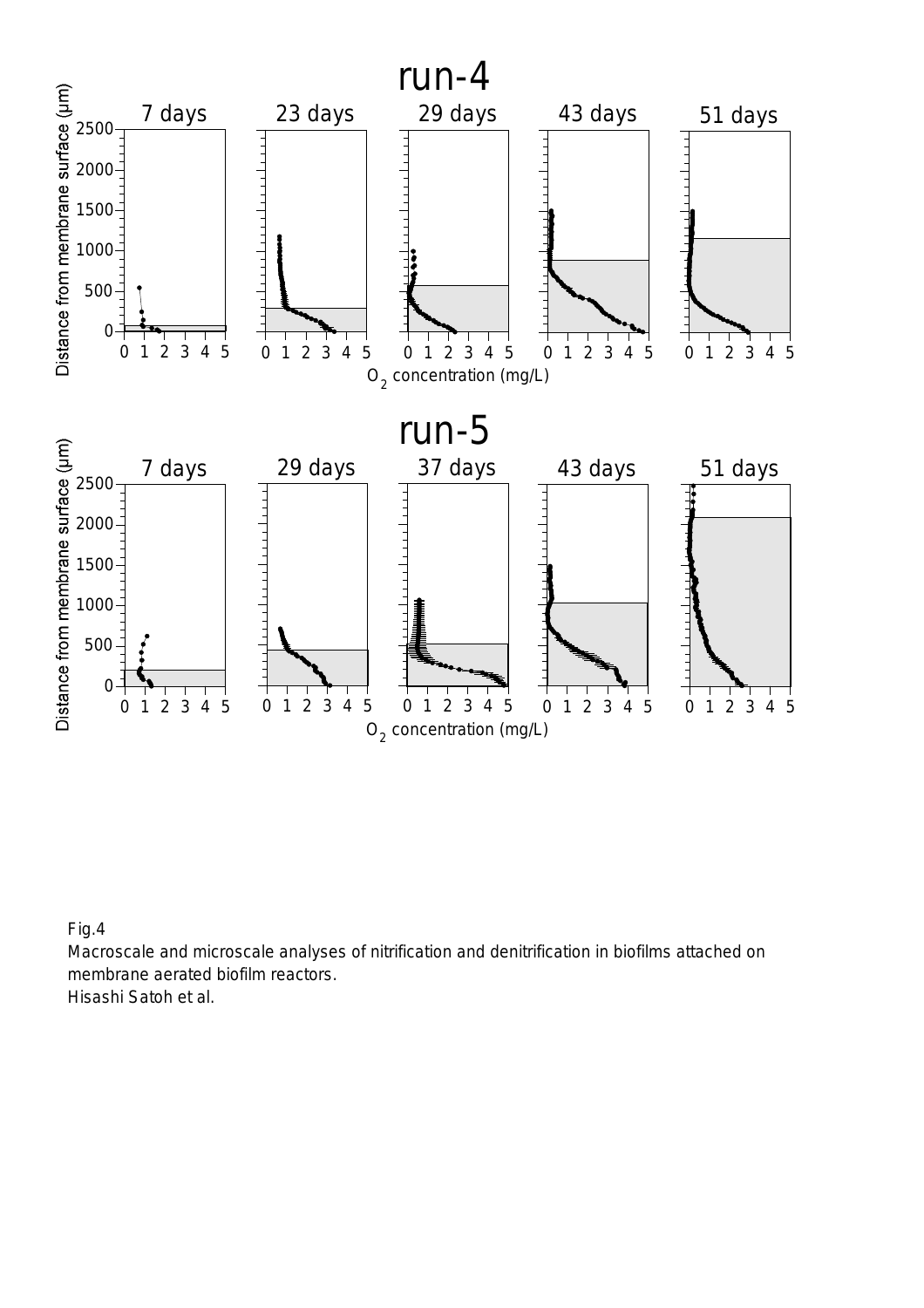Fig.4

Macroscale and microscale analyses of nitrification and denitrification in biofilms attached on membrane aerated biofilm reactors.

Hisashi Satoh et al.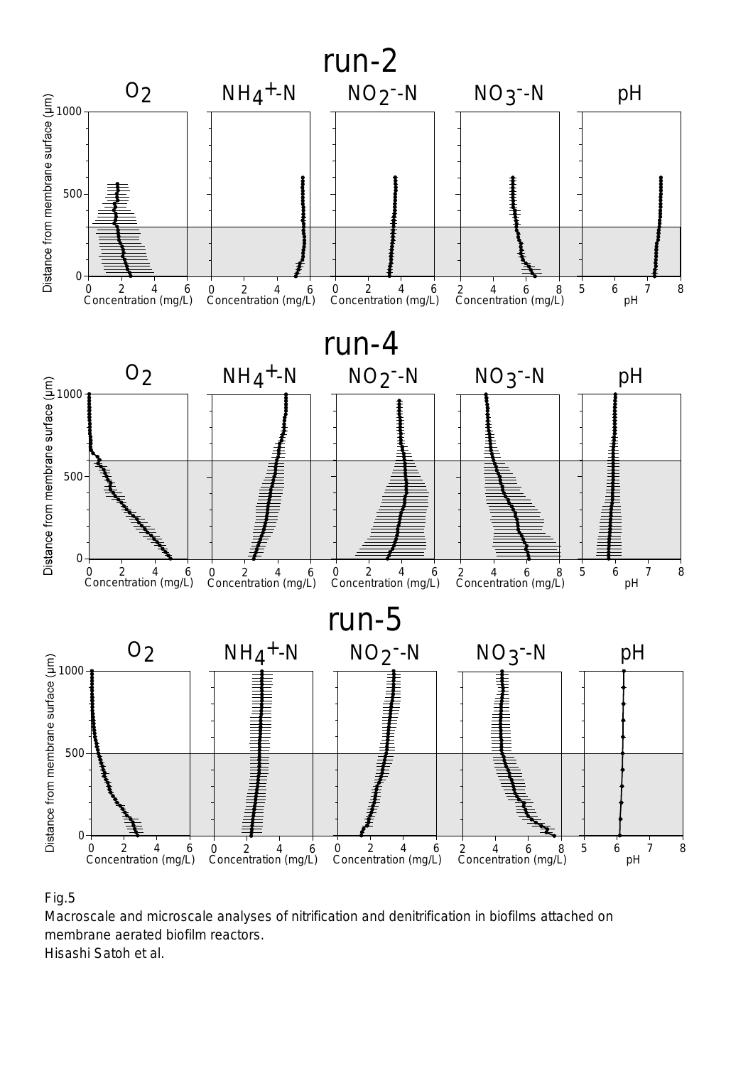Fig.5

Macroscale and microscale analyses of nitrification and denitrification in biofilms attached on membrane aerated biofilm reactors.

Hisashi Satoh et al.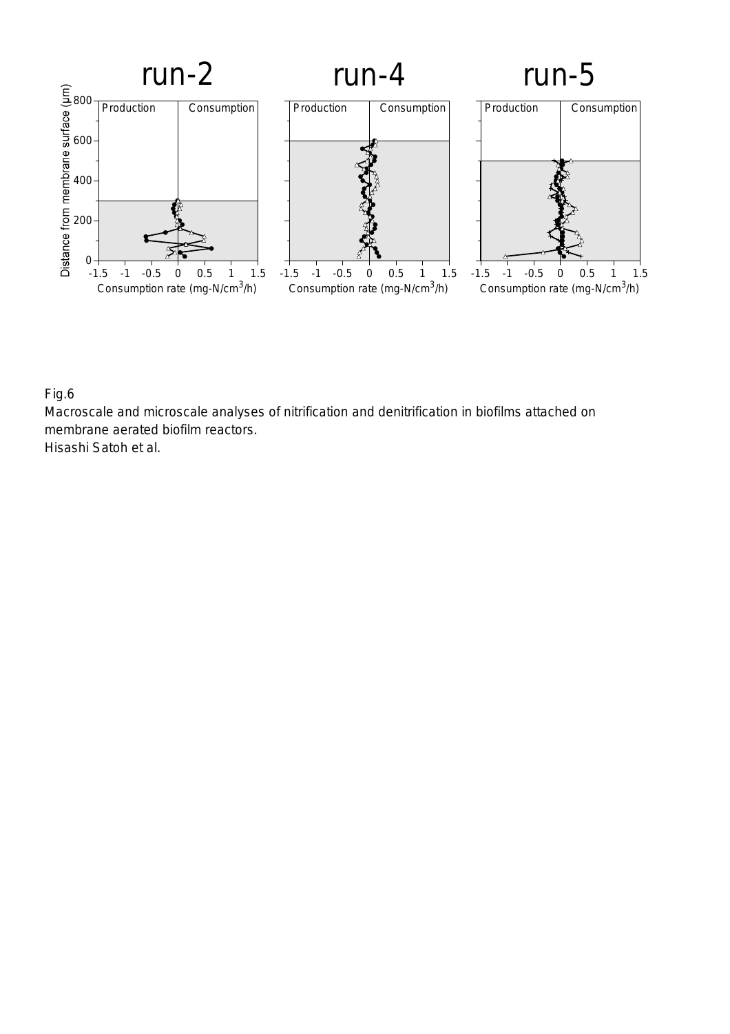run-2

run-4

run-5

Distance from membrane surface (μm)

800

600

400

200

0

Production

Consumption

-1.5 -1 -0.5 0 0.5 1 1.5

Consumption rate (mg-N/cm$^3$/h)

Fig.6

Macroscale and microscale analyses of nitrification and denitrification in biofilms attached on membrane aerated biofilm reactors.

Hisashi Satoh et al.